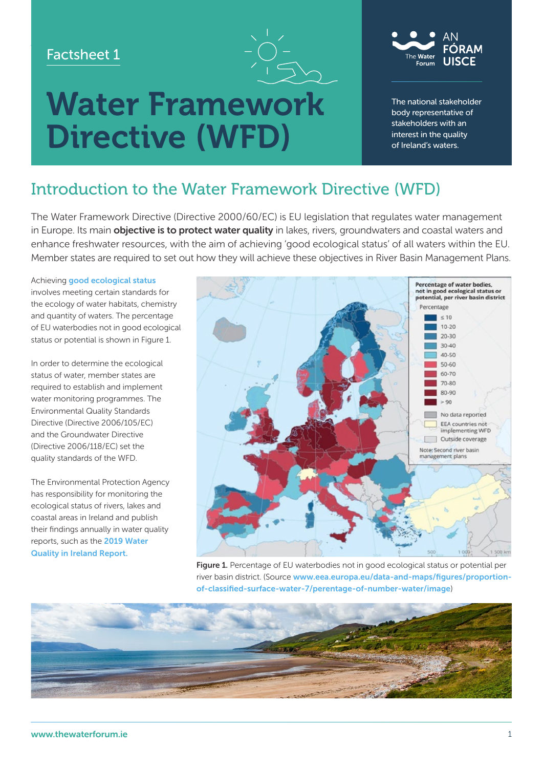Factsheet 1

# Water Framework Directive (WFD)

AN FÓRAM UISCE — The Water Forum

The national stakeholder body representative of stakeholders with an interest in the quality of Ireland's waters.

## Introduction to the Water Framework Directive (WFD)

The Water Framework Directive (Directive 2000/60/EC) is EU legislation that regulates water management in Europe. Its main **objective is to protect water quality** in lakes, rivers, groundwaters and coastal waters and enhance freshwater resources, with the aim of achieving 'good ecological status' of all waters within the EU. Member states are required to set out how they will achieve these objectives in River Basin Management Plans.

Achieving good ecological status involves meeting certain standards for the ecology of water habitats, chemistry and quantity of waters. The percentage of EU waterbodies not in good ecological status or potential is shown in Figure 1.

In order to determine the ecological status of water, member states are required to establish and implement water monitoring programmes. The Environmental Quality Standards Directive (Directive 2006/105/EC) and the Groundwater Directive (Directive 2006/118/EC) set the quality standards of the WFD.

The Environmental Protection Agency has responsibility for monitoring the ecological status of rivers, lakes and coastal areas in Ireland and publish their findings annually in water quality reports, such as the 2019 Water Quality in Ireland Report.

**Figure 1.** Percentage of EU waterbodies not in good ecological status or potential per river basin district. (Source www.eea.europa.eu/data-and-maps/figures/proportion-of-classified-surface-water-7/perentage-of-number-water/image)

www.thewaterforum.ie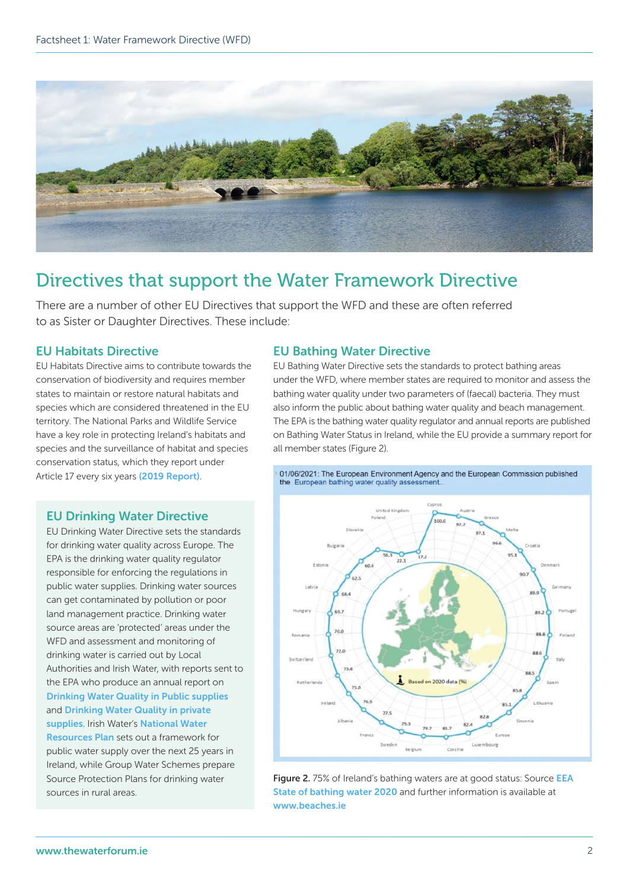## Directives that support the Water Framework Directive

There are a number of other EU Directives that support the WFD and these are often referred to as Sister or Daughter Directives. These include:

### EU Habitats Directive

EU Habitats Directive aims to contribute towards the conservation of biodiversity and requires member states to maintain or restore natural habitats and species which are considered threatened in the EU territory. The National Parks and Wildlife Service have a key role in protecting Ireland's habitats and species and the surveillance of habitat and species conservation status, which they report under Article 17 every six years **(2019 Report)**.

### EU Drinking Water Directive

EU Drinking Water Directive sets the standards for drinking water quality across Europe. The EPA is the drinking water quality regulator responsible for enforcing the regulations in public water supplies. Drinking water sources can get contaminated by pollution or poor land management practice. Drinking water source areas are 'protected' areas under the WFD and assessment and monitoring of drinking water is carried out by Local Authorities and Irish Water, with reports sent to the EPA who produce an annual report on **Drinking Water Quality in Public supplies** and **Drinking Water Quality in private supplies**. Irish Water's **National Water Resources Plan** sets out a framework for public water supply over the next 25 years in Ireland, while Group Water Schemes prepare Source Protection Plans for drinking water sources in rural areas.

### EU Bathing Water Directive

EU Bathing Water Directive sets the standards to protect bathing areas under the WFD, where member states are required to monitor and assess the bathing water quality under two parameters of (faecal) bacteria. They must also inform the public about bathing water quality and beach management. The EPA is the bathing water quality regulator and annual reports are published on Bathing Water Status in Ireland, while the EU provide a summary report for all member states (Figure 2).

01/06/2021: The European Environment Agency and the European Commission published the European bathing water quality assessment.

| Country | Excellent bathing water quality (%) |
|---|---|
| Cyprus | 100.0 |
| Austria | 97.7 |
| Greece | 97.1 |
| Malta | 96.6 |
| Croatia | 95.1 |
| Denmark | 90.7 |
| Germany | 89.9 |
| Portugal | 89.2 |
| Finland | 88.8 |
| Italy | 88.6 |
| Spain | 88.5 |
| Lithuania | 85.8 |
| Slovenia | 85.1 |
| Europe | 82.8 |
| Luxembourg | 82.4 |
| Czechia | 81.7 |
| Belgium | 79.7 |
| Sweden | 79.3 |
| France | 77.5 |
| Albania | 76.5 |
| Ireland | 75.0 |
| Netherlands | 73.8 |
| Switzerland | 72.0 |
| Romania | 70.0 |
| Hungary | 69.7 |
| Latvia | 68.4 |
| Estonia | 62.5 |
| Bulgaria | 60.4 |
| Slovakia | 56.3 |
| Poland | 22.1 |
| United Kingdom | 17.2 |

Based on 2020 data (%)

**Figure 2.** 75% of Ireland's bathing waters are at good status: Source **EEA State of bathing water 2020** and further information is available at **www.beaches.ie**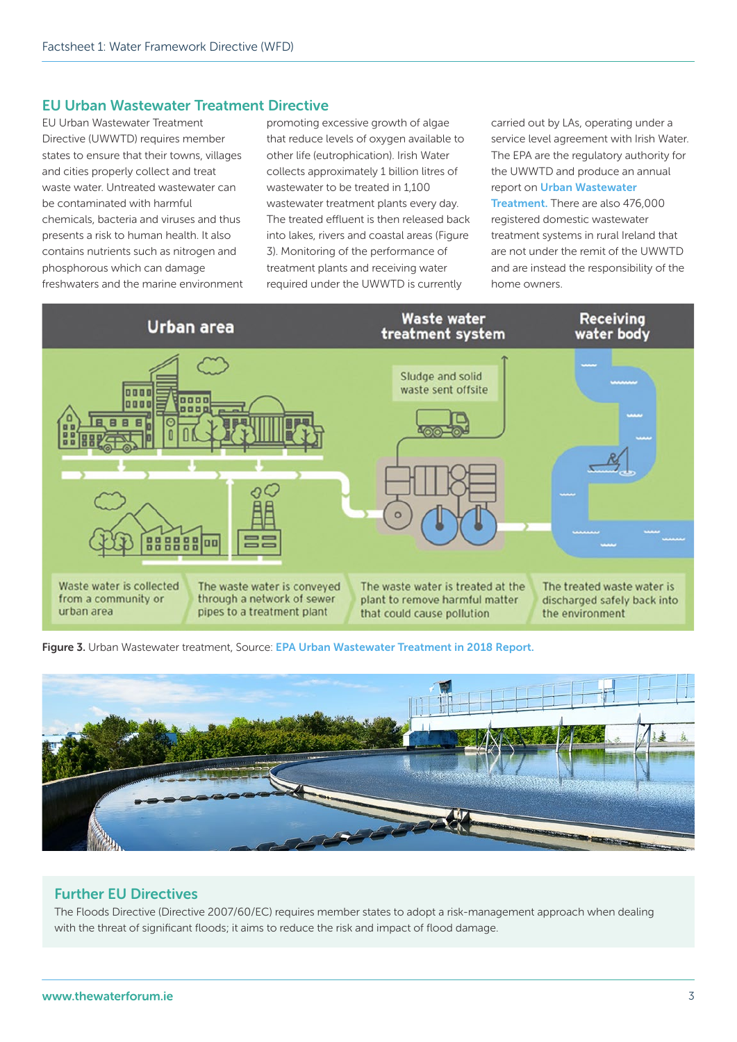## EU Urban Wastewater Treatment Directive

EU Urban Wastewater Treatment Directive (UWWTD) requires member states to ensure that their towns, villages and cities properly collect and treat waste water. Untreated wastewater can be contaminated with harmful chemicals, bacteria and viruses and thus presents a risk to human health. It also contains nutrients such as nitrogen and phosphorous which can damage freshwaters and the marine environment promoting excessive growth of algae that reduce levels of oxygen available to other life (eutrophication). Irish Water collects approximately 1 billion litres of wastewater to be treated in 1,100 wastewater treatment plants every day. The treated effluent is then released back into lakes, rivers and coastal areas (Figure 3). Monitoring of the performance of treatment plants and receiving water required under the UWWTD is currently carried out by LAs, operating under a service level agreement with Irish Water. The EPA are the regulatory authority for the UWWTD and produce an annual report on Urban Wastewater Treatment. There are also 476,000 registered domestic wastewater treatment systems in rural Ireland that are not under the remit of the UWWTD and are instead the responsibility of the home owners.

Urban area

Waste water treatment system

Receiving water body

Sludge and solid waste sent offsite

Waste water is collected from a community or urban area

The waste water is conveyed through a network of sewer pipes to a treatment plant

The waste water is treated at the plant to remove harmful matter that could cause pollution

The treated waste water is discharged safely back into the environment

**Figure 3.** Urban Wastewater treatment, Source: EPA Urban Wastewater Treatment in 2018 Report.

## Further EU Directives

The Floods Directive (Directive 2007/60/EC) requires member states to adopt a risk-management approach when dealing with the threat of significant floods; it aims to reduce the risk and impact of flood damage.